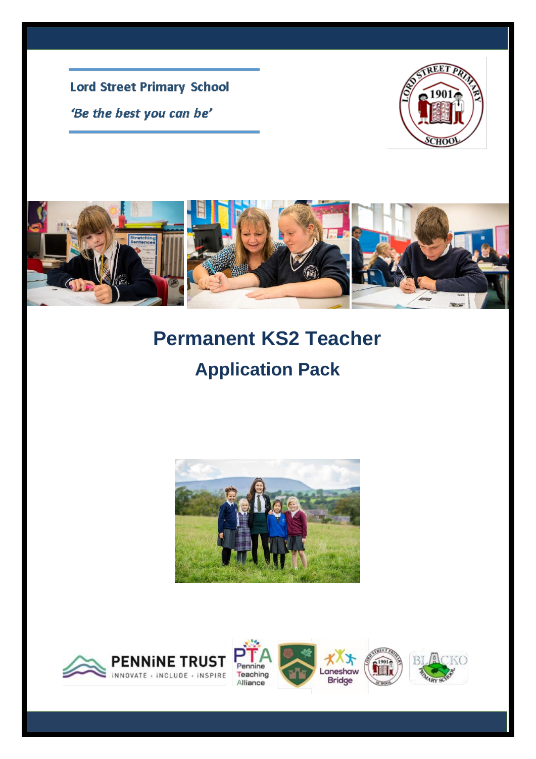**Lord Street Primary School**

*'Be the best you can be'*

# Permanent KS2 Teacher

## Application Pack

PENNINE TRUST

INNOVATE · INCLUDE · INSPIRE

Pennine Teaching Alliance

Laneshaw Bridge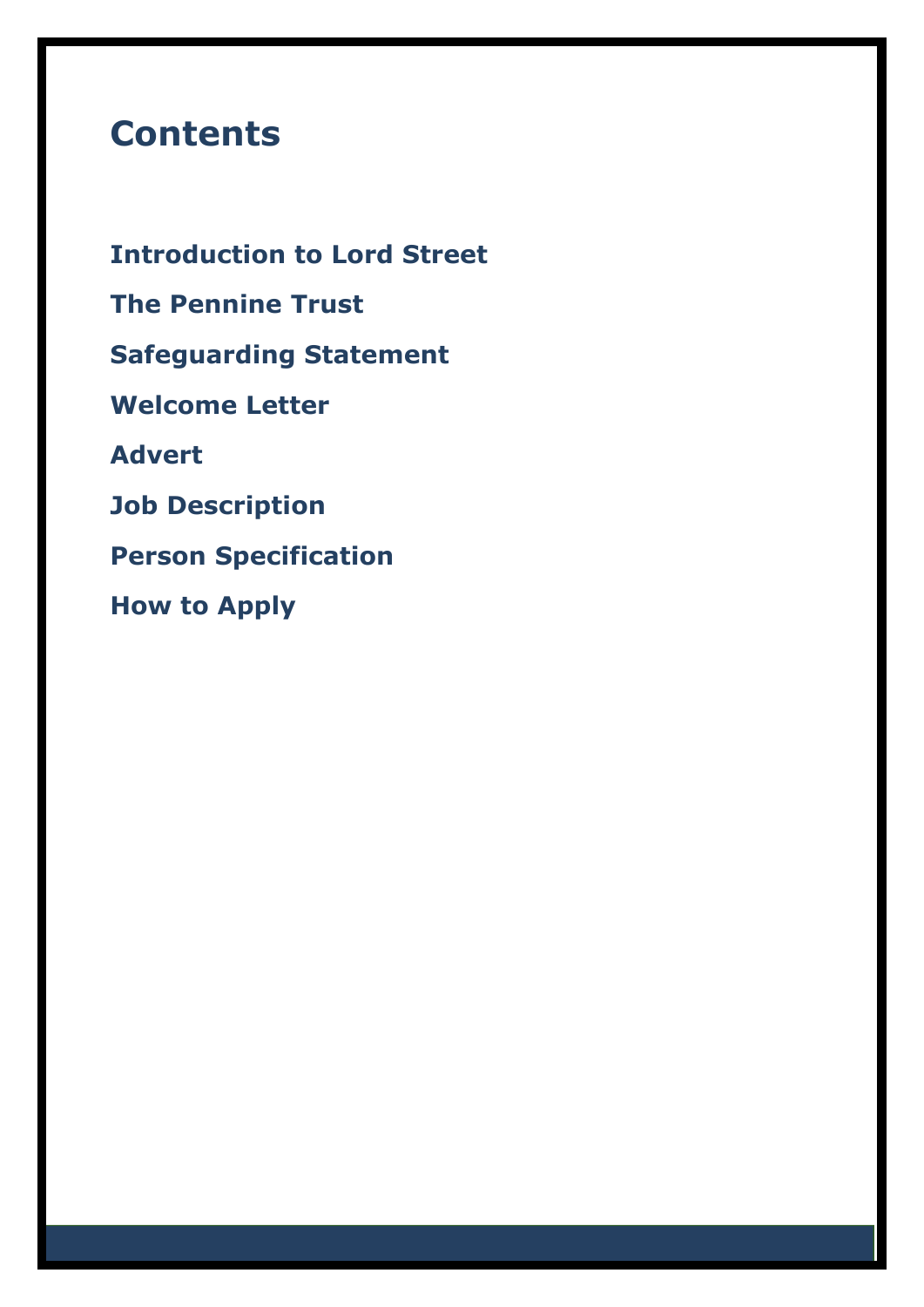# Contents

**Introduction to Lord Street**

**The Pennine Trust**

**Safeguarding Statement**

**Welcome Letter**

**Advert**

**Job Description**

**Person Specification**

**How to Apply**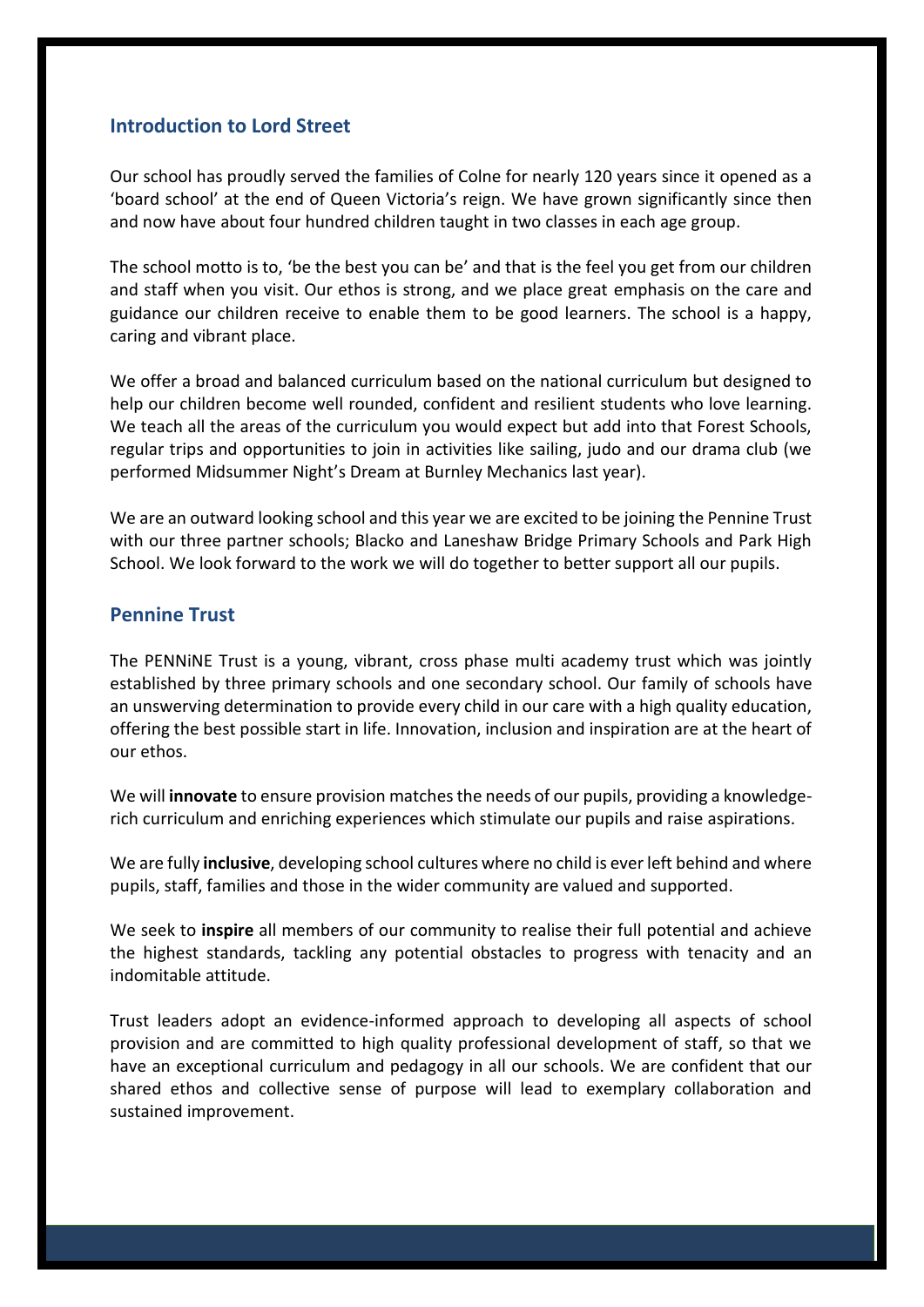## Introduction to Lord Street

Our school has proudly served the families of Colne for nearly 120 years since it opened as a 'board school' at the end of Queen Victoria's reign. We have grown significantly since then and now have about four hundred children taught in two classes in each age group.

The school motto is to, 'be the best you can be' and that is the feel you get from our children and staff when you visit. Our ethos is strong, and we place great emphasis on the care and guidance our children receive to enable them to be good learners. The school is a happy, caring and vibrant place.

We offer a broad and balanced curriculum based on the national curriculum but designed to help our children become well rounded, confident and resilient students who love learning. We teach all the areas of the curriculum you would expect but add into that Forest Schools, regular trips and opportunities to join in activities like sailing, judo and our drama club (we performed Midsummer Night's Dream at Burnley Mechanics last year).

We are an outward looking school and this year we are excited to be joining the Pennine Trust with our three partner schools; Blacko and Laneshaw Bridge Primary Schools and Park High School. We look forward to the work we will do together to better support all our pupils.

## Pennine Trust

The PENNiNE Trust is a young, vibrant, cross phase multi academy trust which was jointly established by three primary schools and one secondary school. Our family of schools have an unswerving determination to provide every child in our care with a high quality education, offering the best possible start in life. Innovation, inclusion and inspiration are at the heart of our ethos.

We will **innovate** to ensure provision matches the needs of our pupils, providing a knowledge-rich curriculum and enriching experiences which stimulate our pupils and raise aspirations.

We are fully **inclusive**, developing school cultures where no child is ever left behind and where pupils, staff, families and those in the wider community are valued and supported.

We seek to **inspire** all members of our community to realise their full potential and achieve the highest standards, tackling any potential obstacles to progress with tenacity and an indomitable attitude.

Trust leaders adopt an evidence-informed approach to developing all aspects of school provision and are committed to high quality professional development of staff, so that we have an exceptional curriculum and pedagogy in all our schools. We are confident that our shared ethos and collective sense of purpose will lead to exemplary collaboration and sustained improvement.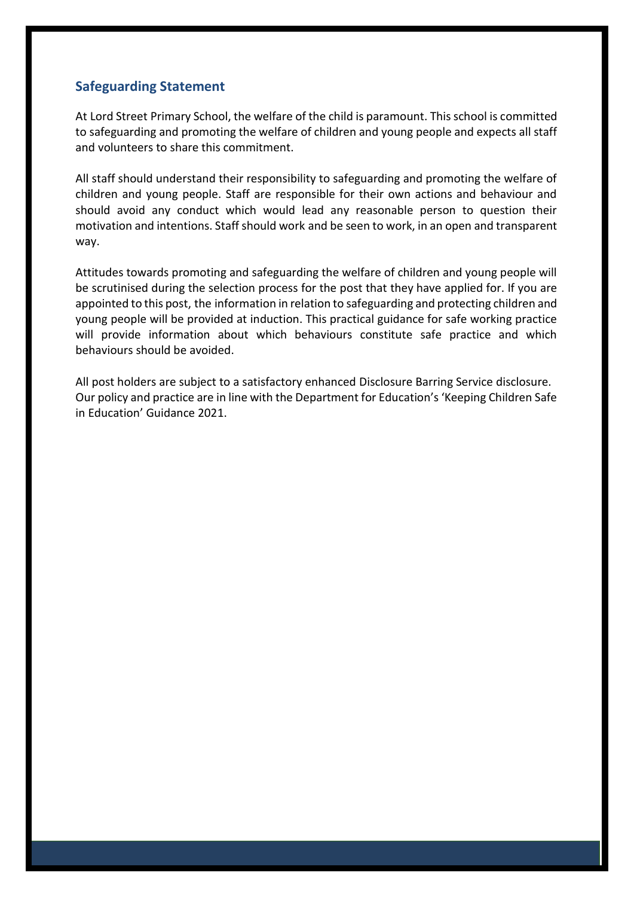## Safeguarding Statement

At Lord Street Primary School, the welfare of the child is paramount. This school is committed to safeguarding and promoting the welfare of children and young people and expects all staff and volunteers to share this commitment.

All staff should understand their responsibility to safeguarding and promoting the welfare of children and young people. Staff are responsible for their own actions and behaviour and should avoid any conduct which would lead any reasonable person to question their motivation and intentions. Staff should work and be seen to work, in an open and transparent way.

Attitudes towards promoting and safeguarding the welfare of children and young people will be scrutinised during the selection process for the post that they have applied for. If you are appointed to this post, the information in relation to safeguarding and protecting children and young people will be provided at induction. This practical guidance for safe working practice will provide information about which behaviours constitute safe practice and which behaviours should be avoided.

All post holders are subject to a satisfactory enhanced Disclosure Barring Service disclosure. Our policy and practice are in line with the Department for Education's 'Keeping Children Safe in Education' Guidance 2021.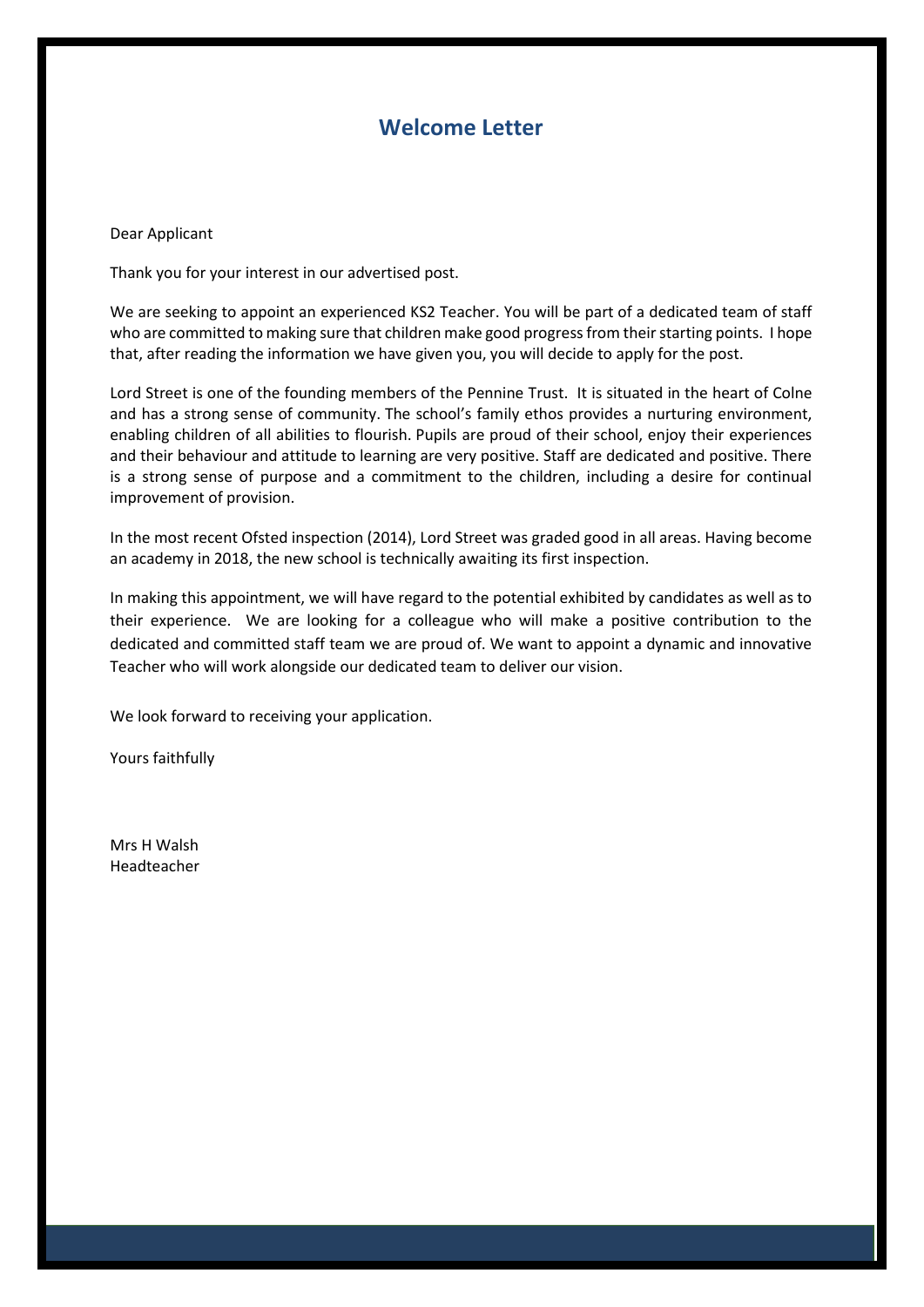# Welcome Letter

Dear Applicant

Thank you for your interest in our advertised post.

We are seeking to appoint an experienced KS2 Teacher. You will be part of a dedicated team of staff who are committed to making sure that children make good progress from their starting points. I hope that, after reading the information we have given you, you will decide to apply for the post.

Lord Street is one of the founding members of the Pennine Trust. It is situated in the heart of Colne and has a strong sense of community. The school's family ethos provides a nurturing environment, enabling children of all abilities to flourish. Pupils are proud of their school, enjoy their experiences and their behaviour and attitude to learning are very positive. Staff are dedicated and positive. There is a strong sense of purpose and a commitment to the children, including a desire for continual improvement of provision.

In the most recent Ofsted inspection (2014), Lord Street was graded good in all areas. Having become an academy in 2018, the new school is technically awaiting its first inspection.

In making this appointment, we will have regard to the potential exhibited by candidates as well as to their experience. We are looking for a colleague who will make a positive contribution to the dedicated and committed staff team we are proud of. We want to appoint a dynamic and innovative Teacher who will work alongside our dedicated team to deliver our vision.

We look forward to receiving your application.

Yours faithfully

Mrs H Walsh
Headteacher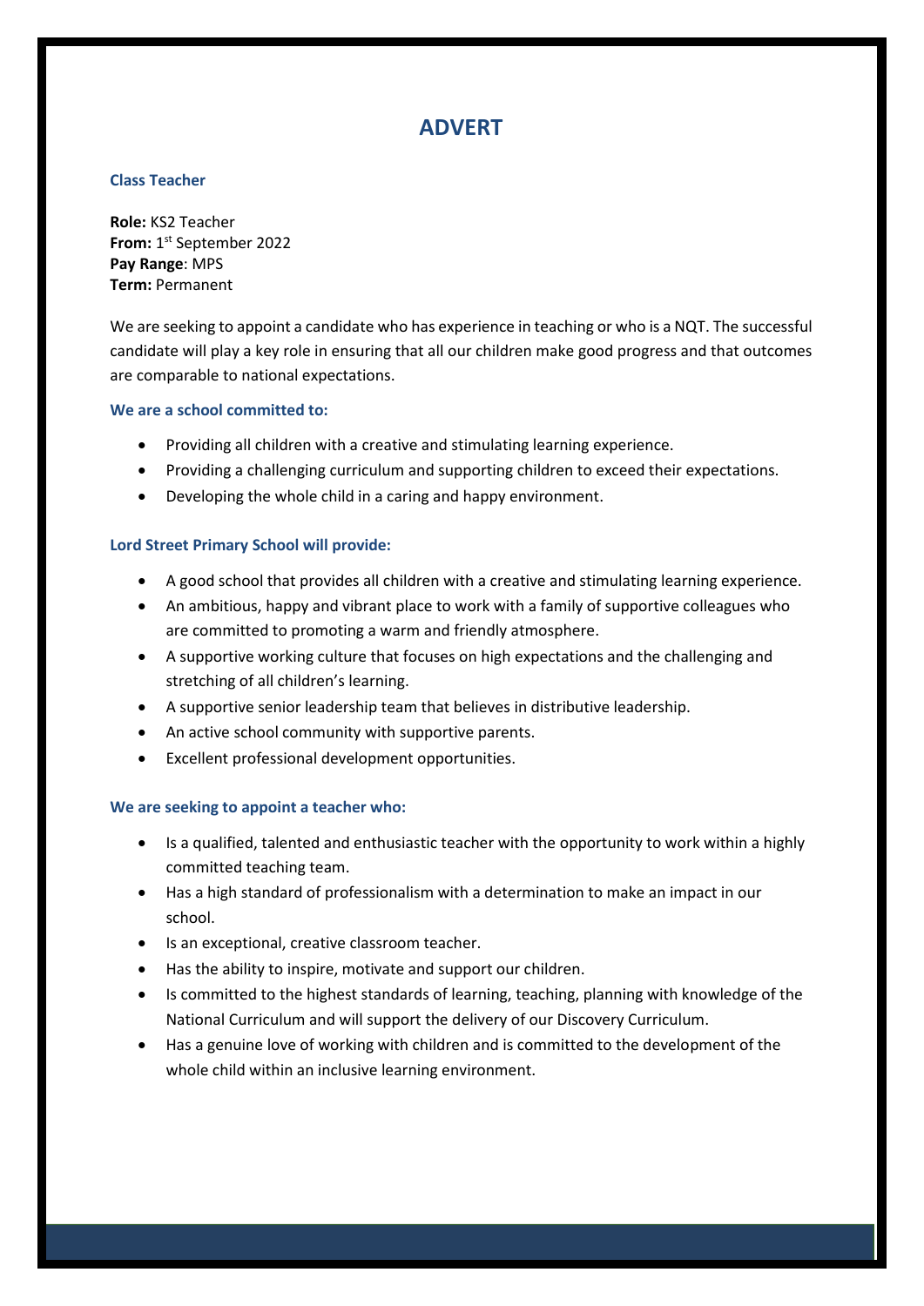# ADVERT

### Class Teacher

**Role:** KS2 Teacher
**From:** 1st September 2022
**Pay Range**: MPS
**Term:** Permanent

We are seeking to appoint a candidate who has experience in teaching or who is a NQT. The successful candidate will play a key role in ensuring that all our children make good progress and that outcomes are comparable to national expectations.

### We are a school committed to:

- Providing all children with a creative and stimulating learning experience.
- Providing a challenging curriculum and supporting children to exceed their expectations.
- Developing the whole child in a caring and happy environment.

### Lord Street Primary School will provide:

- A good school that provides all children with a creative and stimulating learning experience.
- An ambitious, happy and vibrant place to work with a family of supportive colleagues who are committed to promoting a warm and friendly atmosphere.
- A supportive working culture that focuses on high expectations and the challenging and stretching of all children's learning.
- A supportive senior leadership team that believes in distributive leadership.
- An active school community with supportive parents.
- Excellent professional development opportunities.

### We are seeking to appoint a teacher who:

- Is a qualified, talented and enthusiastic teacher with the opportunity to work within a highly committed teaching team.
- Has a high standard of professionalism with a determination to make an impact in our school.
- Is an exceptional, creative classroom teacher.
- Has the ability to inspire, motivate and support our children.
- Is committed to the highest standards of learning, teaching, planning with knowledge of the National Curriculum and will support the delivery of our Discovery Curriculum.
- Has a genuine love of working with children and is committed to the development of the whole child within an inclusive learning environment.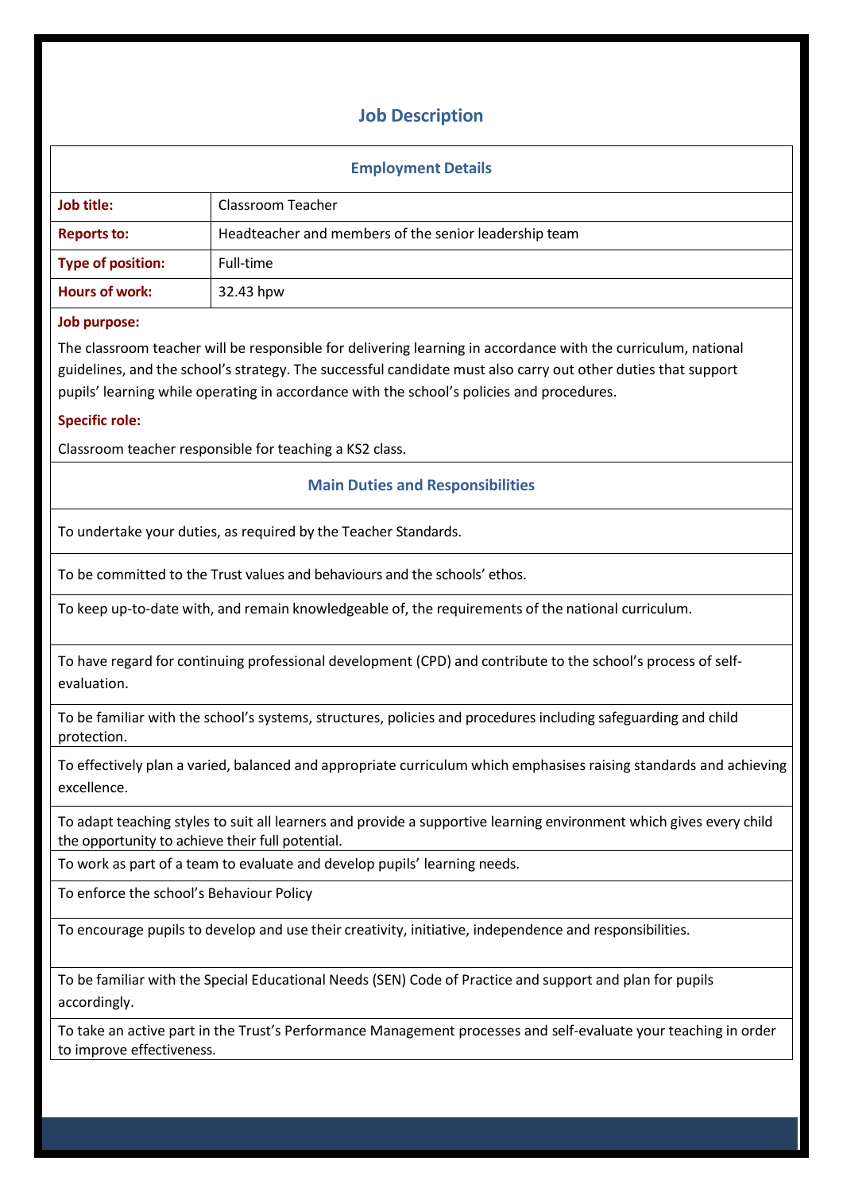## Job Description

### Employment Details

| | |
|---|---|
| **Job title:** | Classroom Teacher |
| **Reports to:** | Headteacher and members of the senior leadership team |
| **Type of position:** | Full-time |
| **Hours of work:** | 32.43 hpw |

**Job purpose:**

The classroom teacher will be responsible for delivering learning in accordance with the curriculum, national guidelines, and the school's strategy. The successful candidate must also carry out other duties that support pupils' learning while operating in accordance with the school's policies and procedures.

**Specific role:**

Classroom teacher responsible for teaching a KS2 class.

### Main Duties and Responsibilities

- To undertake your duties, as required by the Teacher Standards.
- To be committed to the Trust values and behaviours and the schools' ethos.
- To keep up-to-date with, and remain knowledgeable of, the requirements of the national curriculum.
- To have regard for continuing professional development (CPD) and contribute to the school's process of self-evaluation.
- To be familiar with the school's systems, structures, policies and procedures including safeguarding and child protection.
- To effectively plan a varied, balanced and appropriate curriculum which emphasises raising standards and achieving excellence.
- To adapt teaching styles to suit all learners and provide a supportive learning environment which gives every child the opportunity to achieve their full potential.
- To work as part of a team to evaluate and develop pupils' learning needs.
- To enforce the school's Behaviour Policy
- To encourage pupils to develop and use their creativity, initiative, independence and responsibilities.
- To be familiar with the Special Educational Needs (SEN) Code of Practice and support and plan for pupils accordingly.
- To take an active part in the Trust's Performance Management processes and self-evaluate your teaching in order to improve effectiveness.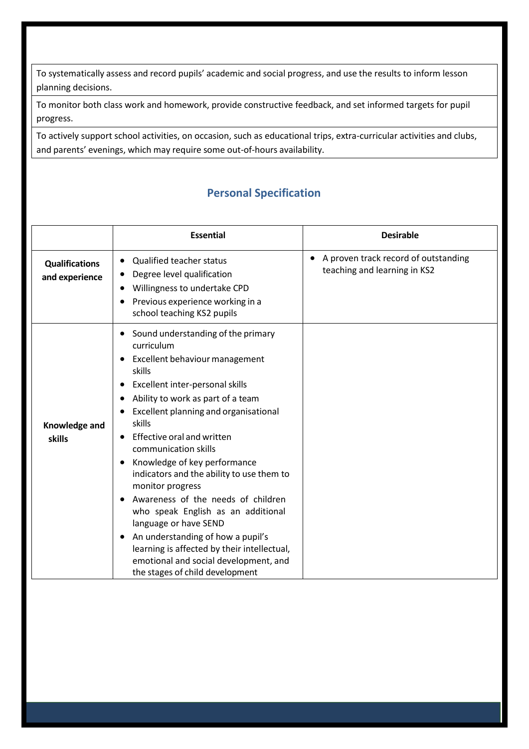| To systematically assess and record pupils' academic and social progress, and use the results to inform lesson planning decisions. |
|---|
| To monitor both class work and homework, provide constructive feedback, and set informed targets for pupil progress. |
| To actively support school activities, on occasion, such as educational trips, extra-curricular activities and clubs, and parents' evenings, which may require some out-of-hours availability. |

## Personal Specification

| | Essential | Desirable |
|---|---|---|
| **Qualifications and experience** | • Qualified teacher status<br>• Degree level qualification<br>• Willingness to undertake CPD<br>• Previous experience working in a school teaching KS2 pupils | • A proven track record of outstanding teaching and learning in KS2 |
| **Knowledge and skills** | • Sound understanding of the primary curriculum<br>• Excellent behaviour management skills<br>• Excellent inter-personal skills<br>• Ability to work as part of a team<br>• Excellent planning and organisational skills<br>• Effective oral and written communication skills<br>• Knowledge of key performance indicators and the ability to use them to monitor progress<br>• Awareness of the needs of children who speak English as an additional language or have SEND<br>• An understanding of how a pupil's learning is affected by their intellectual, emotional and social development, and the stages of child development | |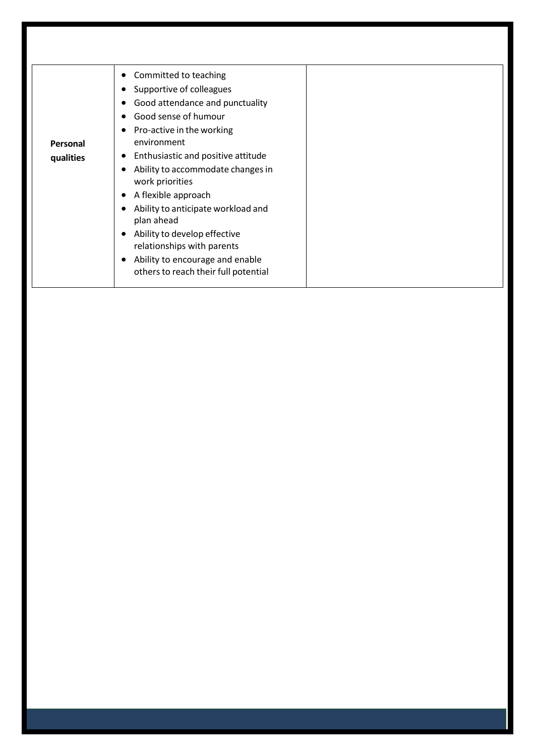| Personal qualities | • Committed to teaching<br>• Supportive of colleagues<br>• Good attendance and punctuality<br>• Good sense of humour<br>• Pro-active in the working environment<br>• Enthusiastic and positive attitude<br>• Ability to accommodate changes in work priorities<br>• A flexible approach<br>• Ability to anticipate workload and plan ahead<br>• Ability to develop effective relationships with parents<br>• Ability to encourage and enable others to reach their full potential | |
|---|---|---|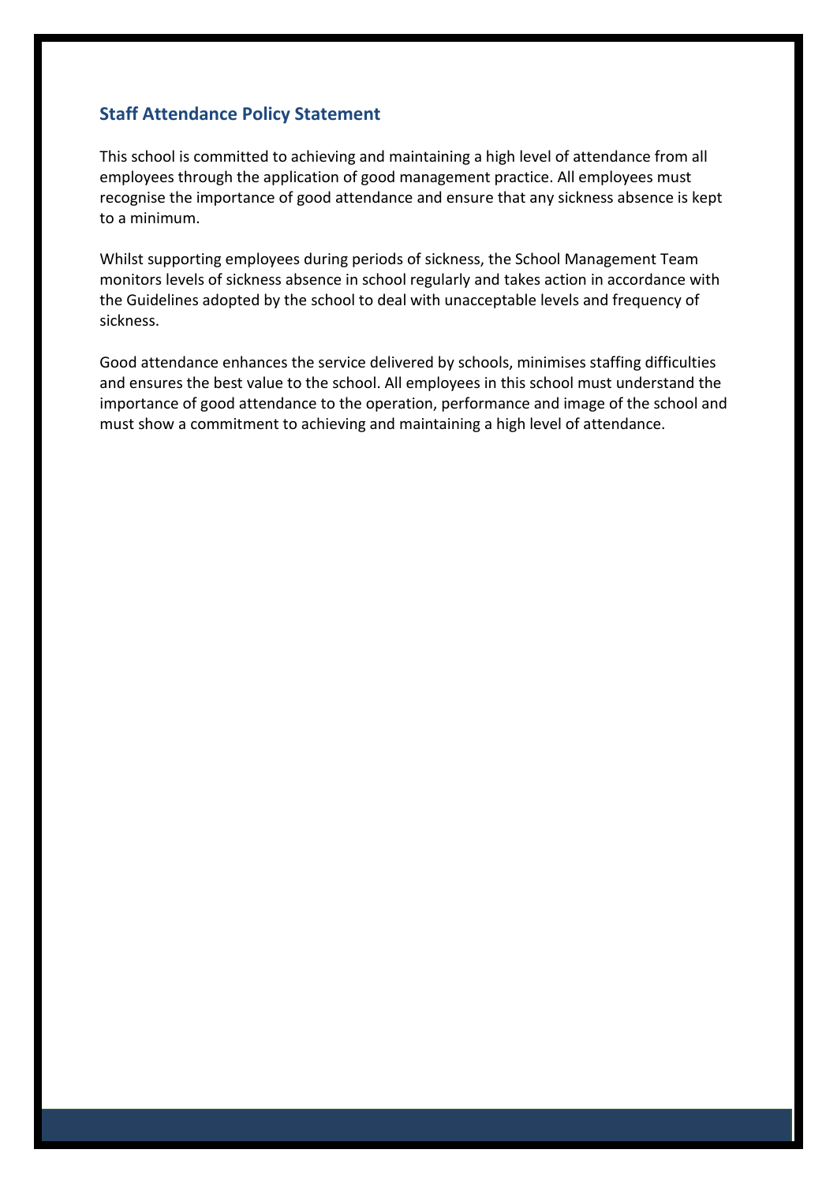## Staff Attendance Policy Statement

This school is committed to achieving and maintaining a high level of attendance from all employees through the application of good management practice. All employees must recognise the importance of good attendance and ensure that any sickness absence is kept to a minimum.

Whilst supporting employees during periods of sickness, the School Management Team monitors levels of sickness absence in school regularly and takes action in accordance with the Guidelines adopted by the school to deal with unacceptable levels and frequency of sickness.

Good attendance enhances the service delivered by schools, minimises staffing difficulties and ensures the best value to the school. All employees in this school must understand the importance of good attendance to the operation, performance and image of the school and must show a commitment to achieving and maintaining a high level of attendance.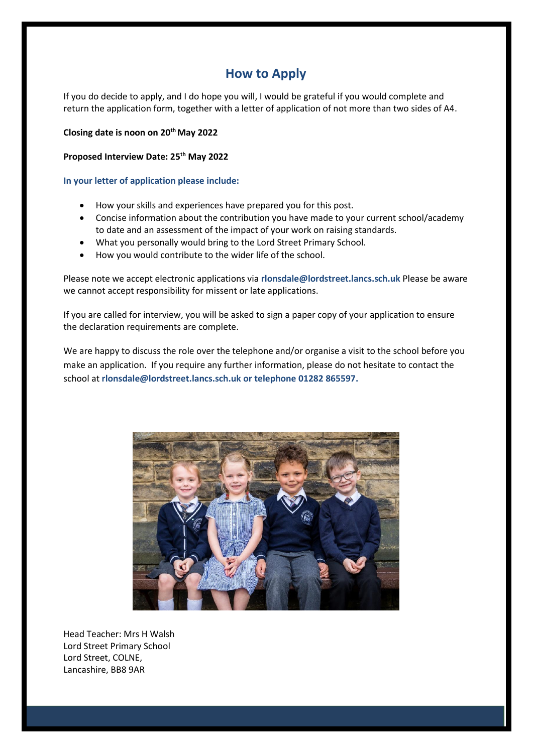# How to Apply

If you do decide to apply, and I do hope you will, I would be grateful if you would complete and return the application form, together with a letter of application of not more than two sides of A4.

**Closing date is noon on 20th May 2022**

**Proposed Interview Date: 25th May 2022**

**In your letter of application please include:**

- How your skills and experiences have prepared you for this post.
- Concise information about the contribution you have made to your current school/academy to date and an assessment of the impact of your work on raising standards.
- What you personally would bring to the Lord Street Primary School.
- How you would contribute to the wider life of the school.

Please note we accept electronic applications via **rlonsdale@lordstreet.lancs.sch.uk** Please be aware we cannot accept responsibility for missent or late applications.

If you are called for interview, you will be asked to sign a paper copy of your application to ensure the declaration requirements are complete.

We are happy to discuss the role over the telephone and/or organise a visit to the school before you make an application. If you require any further information, please do not hesitate to contact the school at **rlonsdale@lordstreet.lancs.sch.uk or telephone 01282 865597.**

Head Teacher: Mrs H Walsh
Lord Street Primary School
Lord Street, COLNE,
Lancashire, BB8 9AR